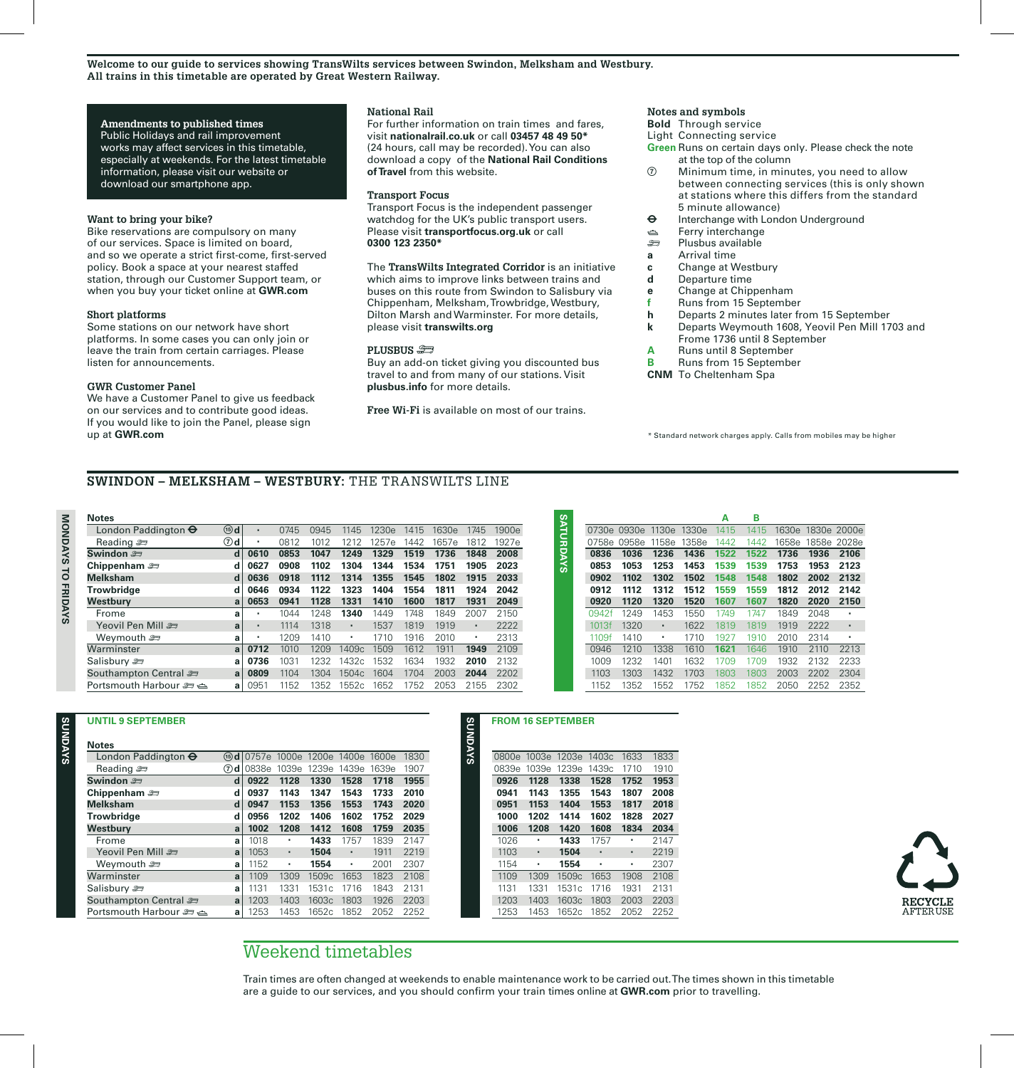**Welcome to our guide to services showing TransWilts services between Swindon, Melksham and Westbury.**
**All trains in this timetable are operated by Great Western Railway.**

**Amendments to published times**
Public Holidays and rail improvement works may affect services in this timetable, especially at weekends. For the latest timetable information, please visit our website or download our smartphone app.

**Want to bring your bike?**
Bike reservations are compulsory on many of our services. Space is limited on board, and so we operate a strict first-come, first-served policy. Book a space at your nearest staffed station, through our Customer Support team, or when you buy your ticket online at **GWR.com**

**Short platforms**
Some stations on our network have short platforms. In some cases you can only join or leave the train from certain carriages. Please listen for announcements.

**GWR Customer Panel**
We have a Customer Panel to give us feedback on our services and to contribute good ideas. If you would like to join the Panel, please sign up at **GWR.com**

**National Rail**
For further information on train times and fares, visit **nationalrail.co.uk** or call **03457 48 49 50*** (24 hours, call may be recorded). You can also download a copy of the **National Rail Conditions of Travel** from this website.

**Transport Focus**
Transport Focus is the independent passenger watchdog for the UK's public transport users. Please visit **transportfocus.org.uk** or call **0300 123 2350***

The **TransWilts Integrated Corridor** is an initiative which aims to improve links between trains and buses on this route from Swindon to Salisbury via Chippenham, Melksham, Trowbridge, Westbury, Dilton Marsh and Warminster. For more details, please visit **transwilts.org**

**PLUSBUS**
Buy an add-on ticket giving you discounted bus travel to and from many of our stations. Visit **plusbus.info** for more details.

**Free Wi-Fi** is available on most of our trains.

**Notes and symbols**

- **Bold** Through service
- Light Connecting service
- **Green** Runs on certain days only. Please check the note at the top of the column
- ⑦ Minimum time, in minutes, you need to allow between connecting services (this is only shown at stations where this differs from the standard 5 minute allowance)
- ⊖ Interchange with London Underground
- ⛴ Ferry interchange
- 🚌 Plusbus available
- **a** Arrival time
- **c** Change at Westbury
- **d** Departure time
- **e** Change at Chippenham
- **f** Runs from 15 September
- **h** Departs 2 minutes later from 15 September
- **k** Departs Weymouth 1608, Yeovil Pen Mill 1703 and Frome 1736 until 8 September
- **A** Runs until 8 September
- **B** Runs from 15 September
- **CNM** To Cheltenham Spa

\* Standard network charges apply. Calls from mobiles may be higher

## SWINDON – MELKSHAM – WESTBURY: THE TRANSWILTS LINE

### Mondays to Fridays

| Notes | | | | | | | | | | | |
|---|---|---|---|---|---|---|---|---|---|---|---|
| London Paddington ⊖ | ⑮d | · | 0745 | 0945 | 1145 | 1230e | 1415 | 1630e | 1745 | 1900e |
| Reading 🚌 | ⑦d | · | 0812 | 1012 | 1212 | 1257e | 1442 | 1657e | 1812 | 1927e |
| **Swindon** 🚌 | d | **0610** | **0853** | **1047** | **1249** | **1329** | **1519** | **1736** | **1848** | **2008** |
| **Chippenham** 🚌 | d | **0627** | **0908** | **1102** | **1304** | **1344** | **1534** | **1751** | **1905** | **2023** |
| **Melksham** | d | **0636** | **0918** | **1112** | **1314** | **1355** | **1545** | **1802** | **1915** | **2033** |
| **Trowbridge** | d | **0646** | **0934** | **1122** | **1323** | **1404** | **1554** | **1811** | **1924** | **2042** |
| **Westbury** | a | **0653** | **0941** | **1128** | **1331** | **1410** | **1600** | **1817** | **1931** | **2049** |
| Frome | a | · | 1044 | 1248 | **1340** | 1449 | 1748 | 1849 | 2007 | 2150 |
| Yeovil Pen Mill 🚌 | a | · | 1114 | 1318 | · | 1537 | 1819 | 1919 | · | 2222 |
| Weymouth 🚌 | a | · | 1209 | 1410 | · | 1710 | 1916 | 2010 | · | 2313 |
| Warminster | a | **0712** | 1010 | 1209 | 1409c | 1509 | 1612 | 1911 | **1949** | 2109 |
| Salisbury 🚌 | a | **0736** | 1031 | 1232 | 1432c | 1532 | 1634 | 1932 | **2010** | 2132 |
| Southampton Central 🚌 | a | **0809** | 1104 | 1304 | 1504c | 1604 | 1704 | 2003 | **2044** | 2202 |
| Portsmouth Harbour 🚌 ⛴ | a | 0951 | 1152 | 1352 | 1552c | 1652 | 1752 | 2053 | 2155 | 2302 |

### Saturdays

| Notes | | | | | | A | B | | | |
|---|---|---|---|---|---|---|---|---|---|---|
| London Paddington ⊖ | ⑮d | 0730e | 0930e | 1130e | 1330e | 1415 | 1415 | 1630e | 1830e | 2000e |
| Reading 🚌 | ⑦d | 0758e | 0958e | 1158e | 1358e | 1442 | 1442 | 1658e | 1858e | 2028e |
| **Swindon** 🚌 | d | **0836** | **1036** | **1236** | **1436** | **1522** | **1522** | **1736** | **1936** | **2106** |
| **Chippenham** 🚌 | d | **0853** | **1053** | **1253** | **1453** | **1539** | **1539** | **1753** | **1953** | **2123** |
| **Melksham** | d | **0902** | **1102** | **1302** | **1502** | **1548** | **1548** | **1802** | **2002** | **2132** |
| **Trowbridge** | d | **0912** | **1112** | **1312** | **1512** | **1559** | **1559** | **1812** | **2012** | **2142** |
| **Westbury** | a | **0920** | **1120** | **1320** | **1520** | **1607** | **1607** | **1820** | **2020** | **2150** |
| Frome | a | 0942f | 1249 | 1453 | 1550 | 1749 | 1747 | 1849 | 2048 | · |
| Yeovil Pen Mill 🚌 | a | 1013f | 1320 | · | 1622 | 1819 | 1819 | 1919 | 2222 | · |
| Weymouth 🚌 | a | 1109f | 1410 | · | 1710 | 1927 | 1910 | 2010 | 2314 | · |
| Warminster | a | 0946 | 1210 | 1338 | 1610 | **1621** | 1646 | 1910 | 2110 | 2213 |
| Salisbury 🚌 | a | 1009 | 1232 | 1401 | 1632 | 1709 | 1709 | 1932 | 2132 | 2233 |
| Southampton Central 🚌 | a | 1103 | 1303 | 1432 | 1703 | 1803 | 1803 | 2003 | 2202 | 2304 |
| Portsmouth Harbour 🚌 ⛴ | a | 1152 | 1352 | 1552 | 1752 | 1852 | 1852 | 2050 | 2252 | 2352 |

### Sundays – Until 9 September

| Notes | | | | | | | |
|---|---|---|---|---|---|---|---|
| London Paddington ⊖ | ⑮d | 0757e | 1000e | 1200e | 1400e | 1600e | 1830 |
| Reading 🚌 | ⑦d | 0838e | 1039e | 1239e | 1439e | 1639e | 1907 |
| **Swindon** 🚌 | d | **0922** | **1128** | **1330** | **1528** | **1718** | **1955** |
| **Chippenham** 🚌 | d | **0937** | **1143** | **1347** | **1543** | **1733** | **2010** |
| **Melksham** | d | **0947** | **1153** | **1356** | **1553** | **1743** | **2020** |
| **Trowbridge** | d | **0956** | **1202** | **1406** | **1602** | **1752** | **2029** |
| **Westbury** | a | **1002** | **1208** | **1412** | **1608** | **1759** | **2035** |
| Frome | a | 1018 | · | **1433** | 1757 | 1839 | 2147 |
| Yeovil Pen Mill 🚌 | a | 1053 | · | **1504** | · | 1911 | 2219 |
| Weymouth 🚌 | a | 1152 | · | **1554** | · | 2001 | 2307 |
| Warminster | a | 1109 | 1309 | 1509c | 1653 | 1823 | 2108 |
| Salisbury 🚌 | a | 1131 | 1331 | 1531c | 1716 | 1843 | 2131 |
| Southampton Central 🚌 | a | 1203 | 1403 | 1603c | 1803 | 1926 | 2203 |
| Portsmouth Harbour 🚌 ⛴ | a | 1253 | 1453 | 1652c | 1852 | 2052 | 2252 |

### Sundays – From 16 September

| Notes | | | | | | | |
|---|---|---|---|---|---|---|---|
| London Paddington ⊖ | ⑮d | 0800e | 1003e | 1203e | 1403c | 1633 | 1833 |
| Reading 🚌 | ⑦d | 0839e | 1039e | 1239e | 1439c | 1710 | 1910 |
| **Swindon** 🚌 | d | **0926** | **1128** | **1338** | **1528** | **1752** | **1953** |
| **Chippenham** 🚌 | d | **0941** | **1143** | **1355** | **1543** | **1807** | **2008** |
| **Melksham** | d | **0951** | **1153** | **1404** | **1553** | **1817** | **2018** |
| **Trowbridge** | d | **1000** | **1202** | **1414** | **1602** | **1828** | **2027** |
| **Westbury** | a | **1006** | **1208** | **1420** | **1608** | **1834** | **2034** |
| Frome | a | 1026 | · | **1433** | 1757 | · | 2147 |
| Yeovil Pen Mill 🚌 | a | 1103 | · | **1504** | · | · | 2219 |
| Weymouth 🚌 | a | 1154 | · | **1554** | · | · | 2307 |
| Warminster | a | 1109 | 1309 | 1509c | 1653 | 1908 | 2108 |
| Salisbury 🚌 | a | 1131 | 1331 | 1531c | 1716 | 1931 | 2131 |
| Southampton Central 🚌 | a | 1203 | 1403 | 1603c | 1803 | 2003 | 2203 |
| Portsmouth Harbour 🚌 ⛴ | a | 1253 | 1453 | 1652c | 1852 | 2052 | 2252 |

## Weekend timetables

Train times are often changed at weekends to enable maintenance work to be carried out. The times shown in this timetable are a guide to our services, and you should confirm your train times online at **GWR.com** prior to travelling.

RECYCLE AFTER USE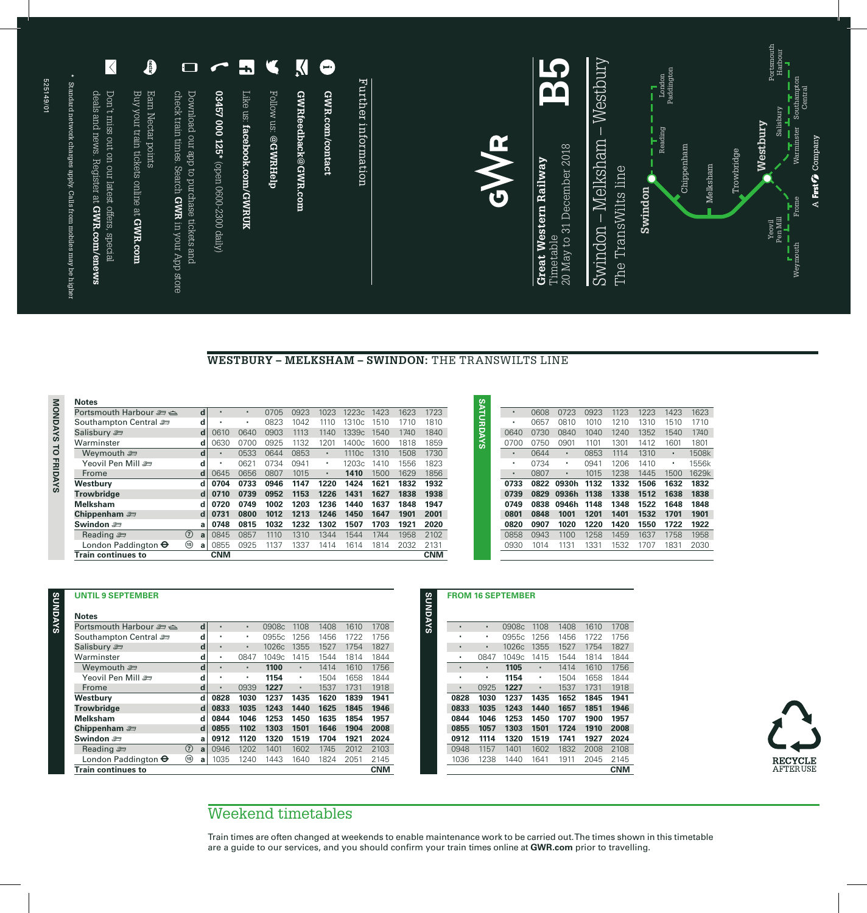Further information

GWR.com/contact

GWRfeedback@GWR.com

Follow us: @GWRHelp

Like us: facebook.com/GWRUK

03457 000 125* (open 0600-2300 daily)

Download our app to purchase tickets and check train times. Search GWR in your App store

Buy your train tickets online at GWR.com

Earn Nectar points

Don't miss out on our latest offers, special deals and news. Register at GWR.com/enews

* Standard network charges apply. Calls from mobiles may be higher

52514 9/01

# Great Western Railway
Timetable
20 May to 31 December 2018

# B5

## Swindon – Melksham – Westbury
The TransWilts line

Swindon, Chippenham, Melksham, Trowbridge, Westbury, Reading, London Paddington, Salisbury, Southampton Central, Portsmouth Harbour, Warminster, Frome, Yeovil Pen Mill, Weymouth

A First Company

## WESTBURY – MELKSHAM – SWINDON: THE TRANSWILTS LINE

### MONDAYS TO FRIDAYS

| Notes | | | | | | | | | | | |
|---|---|---|---|---|---|---|---|---|---|---|---|
| Portsmouth Harbour | d | • | • | 0705 | 0923 | 1023 | 1223c | 1423 | 1623 | 1723 |
| Southampton Central | d | • | • | 0823 | 1042 | 1110 | 1310c | 1510 | 1710 | 1810 |
| Salisbury | d | 0610 | 0640 | 0903 | 1113 | 1140 | 1339c | 1540 | 1740 | 1840 |
| Warminster | d | 0630 | 0700 | 0925 | 1132 | 1201 | 1400c | 1600 | 1818 | 1859 |
| Weymouth | d | • | 0533 | 0644 | 0853 | • | 1110c | 1310 | 1508 | 1730 |
| Yeovil Pen Mill | d | • | 0621 | 0734 | 0941 | • | 1203c | 1410 | 1556 | 1823 |
| Frome | d | 0645 | 0656 | 0807 | 1015 | • | **1410** | 1500 | 1629 | 1856 |
| **Westbury** | d | **0704** | **0733** | **0946** | **1147** | **1220** | **1424** | **1621** | **1832** | **1932** |
| **Trowbridge** | d | **0710** | **0739** | **0952** | **1153** | **1226** | **1431** | **1627** | **1838** | **1938** |
| **Melksham** | d | **0720** | **0749** | **1002** | **1203** | **1236** | **1440** | **1637** | **1848** | **1947** |
| **Chippenham** | d | **0731** | **0800** | **1012** | **1213** | **1246** | **1450** | **1647** | **1901** | **2001** |
| **Swindon** | a | **0748** | **0815** | **1032** | **1232** | **1302** | **1507** | **1703** | **1921** | **2020** |
| Reading ⑦ | a | 0845 | 0857 | 1110 | 1310 | 1344 | 1544 | 1744 | 1958 | 2102 |
| London Paddington ⑮ | a | 0855 | 0925 | 1137 | 1337 | 1414 | 1614 | 1814 | 2032 | 2131 |
| **Train continues to** | | **CNM** | | | | | | | | **CNM** |

### SATURDAYS

| | | | | | | | | |
|---|---|---|---|---|---|---|---|---|
| • | 0608 | 0723 | 0923 | 1123 | 1223 | 1423 | 1623 |
| • | 0657 | 0810 | 1010 | 1210 | 1310 | 1510 | 1710 |
| 0640 | 0730 | 0840 | 1040 | 1240 | 1352 | 1540 | 1740 |
| 0700 | 0750 | 0901 | 1101 | 1301 | 1412 | 1601 | 1801 |
| • | 0644 | • | 0853 | 1114 | 1310 | • | 1508k |
| • | 0734 | • | 0941 | 1206 | 1410 | • | 1556k |
| • | 0807 | • | 1015 | 1238 | 1445 | 1500 | 1629k |
| **0733** | **0822** | **0930h** | **1132** | **1332** | **1506** | **1632** | **1832** |
| **0739** | **0829** | **0936h** | **1138** | **1338** | **1512** | **1638** | **1838** |
| **0749** | **0838** | **0946h** | **1148** | **1348** | **1522** | **1648** | **1848** |
| **0801** | **0848** | **1001** | **1201** | **1401** | **1532** | **1701** | **1901** |
| **0820** | **0907** | **1020** | **1220** | **1420** | **1550** | **1722** | **1922** |
| 0858 | 0943 | 1100 | 1258 | 1459 | 1637 | 1758 | 1958 |
| 0930 | 1014 | 1131 | 1331 | 1532 | 1707 | 1831 | 2030 |

### SUNDAYS — UNTIL 9 SEPTEMBER

| Notes | | | | | | | | | |
|---|---|---|---|---|---|---|---|---|---|
| Portsmouth Harbour | d | • | • | 0908c | 1108 | 1408 | 1610 | 1708 |
| Southampton Central | d | • | • | 0955c | 1256 | 1456 | 1722 | 1756 |
| Salisbury | d | • | • | 1026c | 1355 | 1527 | 1754 | 1827 |
| Warminster | d | • | 0847 | 1049c | 1415 | 1544 | 1814 | 1844 |
| Weymouth | d | • | • | **1100** | • | 1414 | 1610 | 1756 |
| Yeovil Pen Mill | d | • | • | **1154** | • | 1504 | 1658 | 1844 |
| Frome | d | • | 0939 | **1227** | • | 1537 | 1731 | 1918 |
| **Westbury** | d | **0828** | **1030** | **1237** | **1435** | **1620** | **1839** | **1941** |
| **Trowbridge** | d | **0833** | **1035** | **1243** | **1440** | **1625** | **1845** | **1946** |
| **Melksham** | d | **0844** | **1046** | **1253** | **1450** | **1635** | **1856** | **1957** |
| **Chippenham** | d | **0855** | **1102** | **1303** | **1501** | **1646** | **1904** | **2008** |
| **Swindon** | a | **0912** | **1120** | **1320** | **1519** | **1704** | **1921** | **2024** |
| Reading ⑦ | a | 0946 | 1202 | 1401 | 1602 | 1745 | 2012 | 2103 |
| London Paddington ⑮ | a | 1035 | 1240 | 1443 | 1640 | 1824 | 2051 | 2145 |
| **Train continues to** | | | | | | | | **CNM** |

### SUNDAYS — FROM 16 SEPTEMBER

| | | | | | | |
|---|---|---|---|---|---|---|
| • | • | 0908c | 1108 | 1408 | 1610 | 1708 |
| • | • | 0955c | 1256 | 1456 | 1722 | 1756 |
| • | • | 1026c | 1355 | 1527 | 1754 | 1827 |
| • | 0847 | 1049c | 1415 | 1544 | 1814 | 1844 |
| • | • | **1105** | • | 1414 | 1610 | 1756 |
| • | • | **1154** | • | 1504 | 1658 | 1844 |
| • | 0925 | **1227** | • | 1537 | 1731 | 1918 |
| **0828** | **1030** | **1237** | **1435** | **1652** | **1845** | **1941** |
| **0833** | **1035** | **1243** | **1440** | **1657** | **1851** | **1946** |
| **0844** | **1046** | **1253** | **1450** | **1707** | **1900** | **1957** |
| **0855** | **1057** | **1303** | **1501** | **1724** | **1910** | **2008** |
| **0912** | **1114** | **1320** | **1519** | **1741** | **1927** | **2024** |
| 0948 | 1157 | 1401 | 1602 | 1832 | 2008 | 2108 |
| 1036 | 1238 | 1440 | 1641 | 1911 | 2045 | 2145 |
| | | | | | | **CNM** |

## Weekend timetables

Train times are often changed at weekends to enable maintenance work to be carried out. The times shown in this timetable are a guide to our services, and you should confirm your train times online at **GWR.com** prior to travelling.

RECYCLE AFTER USE